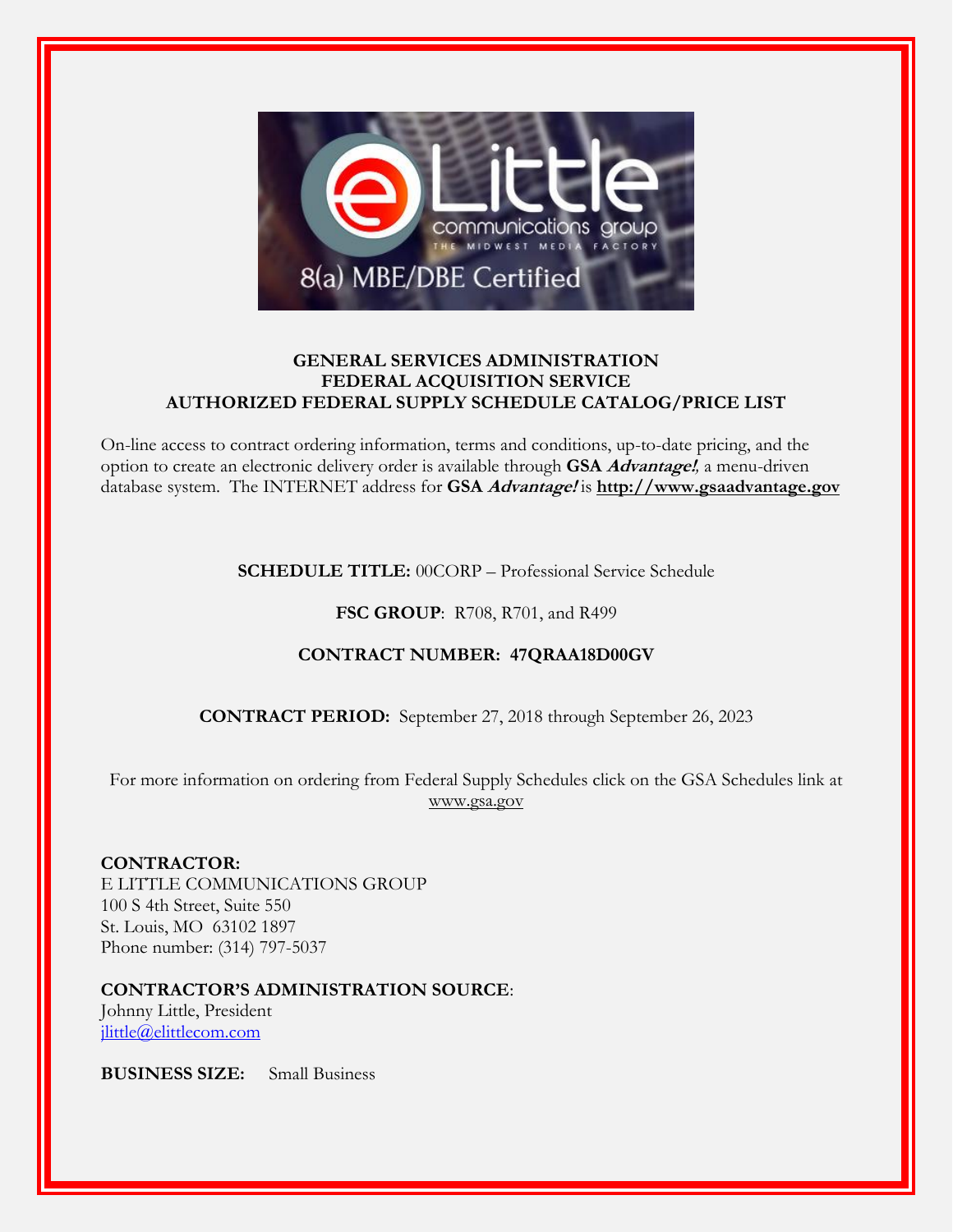**GENERAL SERVICES ADMINISTRATION**
**FEDERAL ACQUISITION SERVICE**
**AUTHORIZED FEDERAL SUPPLY SCHEDULE CATALOG/PRICE LIST**

On-line access to contract ordering information, terms and conditions, up-to-date pricing, and the option to create an electronic delivery order is available through **GSA *Advantage!***, a menu-driven database system. The INTERNET address for **GSA *Advantage!*** is **http://www.gsaadvantage.gov**

**SCHEDULE TITLE:** 00CORP – Professional Service Schedule

**FSC GROUP**: R708, R701, and R499

**CONTRACT NUMBER: 47QRAA18D00GV**

**CONTRACT PERIOD:** September 27, 2018 through September 26, 2023

For more information on ordering from Federal Supply Schedules click on the GSA Schedules link at www.gsa.gov

**CONTRACTOR:**
E LITTLE COMMUNICATIONS GROUP
100 S 4th Street, Suite 550
St. Louis, MO 63102 1897
Phone number: (314) 797-5037

**CONTRACTOR'S ADMINISTRATION SOURCE**:
Johnny Little, President
jlittle@elittlecom.com

**BUSINESS SIZE:** Small Business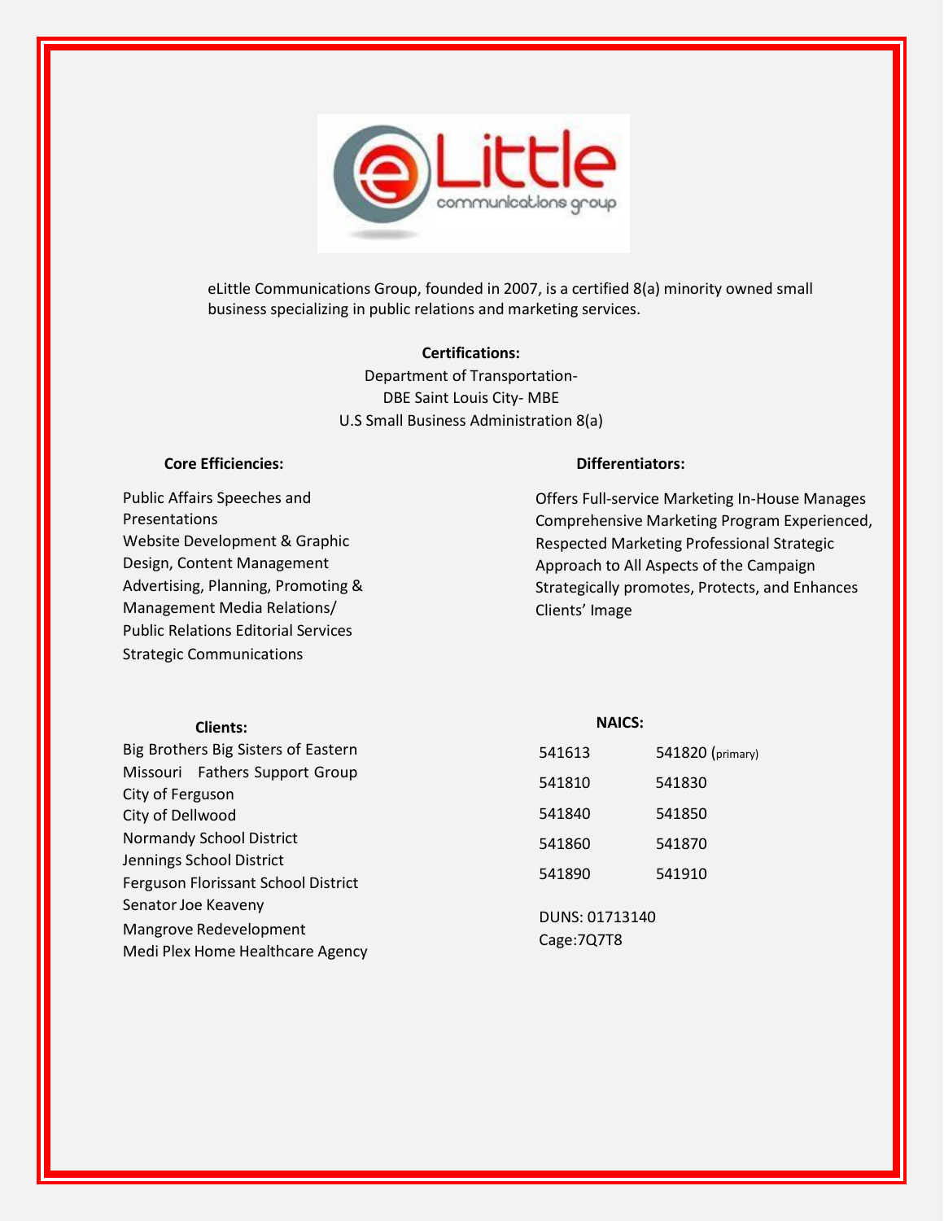eLittle communications group

eLittle Communications Group, founded in 2007, is a certified 8(a) minority owned small business specializing in public relations and marketing services.

**Certifications:**

Department of Transportation-
DBE Saint Louis City- MBE
U.S Small Business Administration 8(a)

**Core Efficiencies:**

Public Affairs Speeches and Presentations
Website Development & Graphic Design, Content Management
Advertising, Planning, Promoting & Management Media Relations/ Public Relations Editorial Services
Strategic Communications

**Differentiators:**

Offers Full-service Marketing In-House Manages Comprehensive Marketing Program Experienced, Respected Marketing Professional Strategic Approach to All Aspects of the Campaign Strategically promotes, Protects, and Enhances Clients' Image

**Clients:**

Big Brothers Big Sisters of Eastern Missouri Fathers Support Group
City of Ferguson
City of Dellwood
Normandy School District
Jennings School District
Ferguson Florissant School District
Senator Joe Keaveny
Mangrove Redevelopment
Medi Plex Home Healthcare Agency

**NAICS:**

| | |
|---|---|
| 541613 | 541820 (primary) |
| 541810 | 541830 |
| 541840 | 541850 |
| 541860 | 541870 |
| 541890 | 541910 |

DUNS: 01713140
Cage:7Q7T8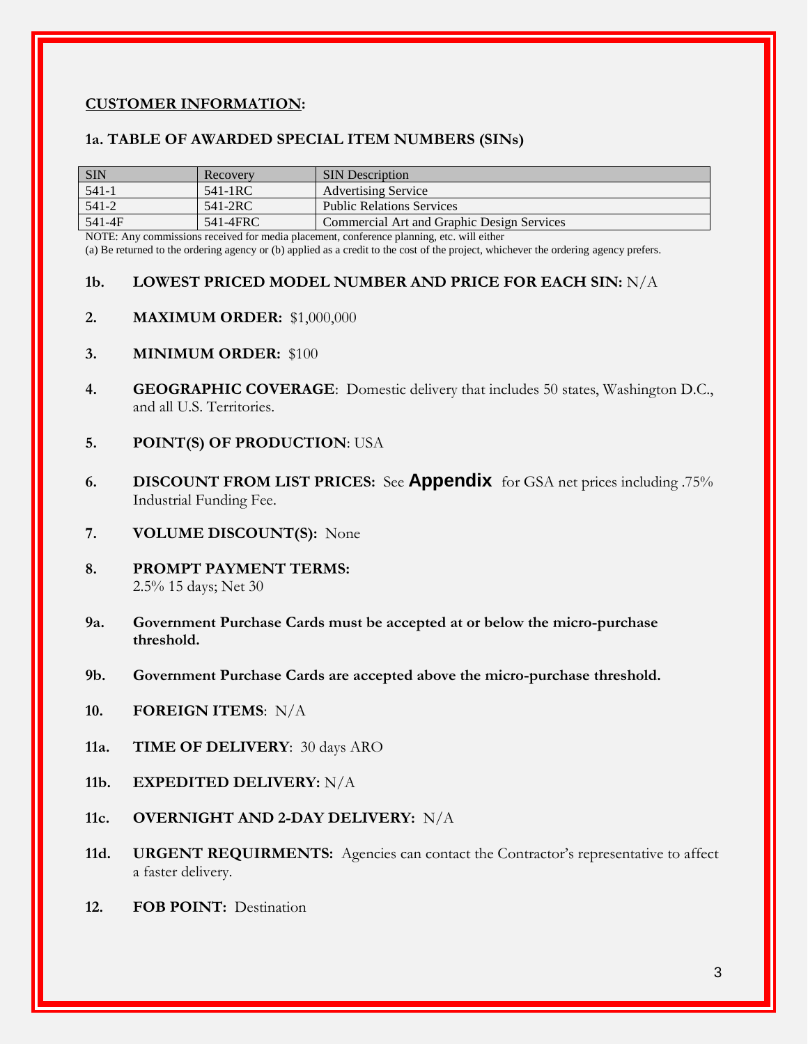## CUSTOMER INFORMATION:

### 1a. TABLE OF AWARDED SPECIAL ITEM NUMBERS (SINs)

| SIN | Recovery | SIN Description |
|---|---|---|
| 541-1 | 541-1RC | Advertising Service |
| 541-2 | 541-2RC | Public Relations Services |
| 541-4F | 541-4FRC | Commercial Art and Graphic Design Services |

NOTE: Any commissions received for media placement, conference planning, etc. will either
(a) Be returned to the ordering agency or (b) applied as a credit to the cost of the project, whichever the ordering agency prefers.

**1b. LOWEST PRICED MODEL NUMBER AND PRICE FOR EACH SIN:** N/A

**2. MAXIMUM ORDER:** $1,000,000

**3. MINIMUM ORDER:** $100

**4. GEOGRAPHIC COVERAGE**: Domestic delivery that includes 50 states, Washington D.C., and all U.S. Territories.

**5. POINT(S) OF PRODUCTION**: USA

**6. DISCOUNT FROM LIST PRICES:** See **Appendix** for GSA net prices including .75% Industrial Funding Fee.

**7. VOLUME DISCOUNT(S):** None

**8. PROMPT PAYMENT TERMS:**
2.5% 15 days; Net 30

**9a. Government Purchase Cards must be accepted at or below the micro-purchase threshold.**

**9b. Government Purchase Cards are accepted above the micro-purchase threshold.**

**10. FOREIGN ITEMS**: N/A

**11a. TIME OF DELIVERY**: 30 days ARO

**11b. EXPEDITED DELIVERY:** N/A

**11c. OVERNIGHT AND 2-DAY DELIVERY:** N/A

**11d. URGENT REQUIRMENTS:** Agencies can contact the Contractor's representative to affect a faster delivery.

**12. FOB POINT:** Destination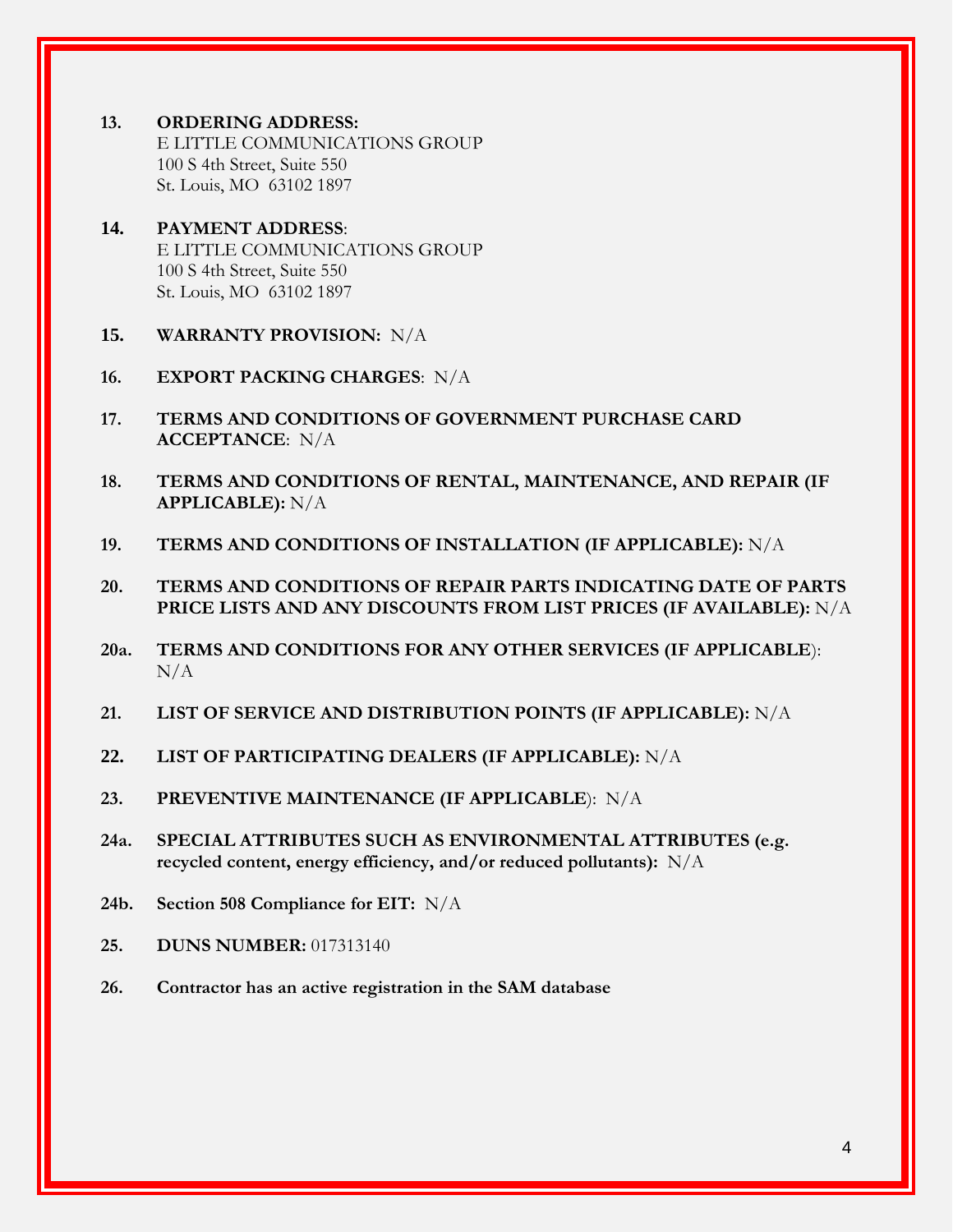**13. ORDERING ADDRESS:**
E LITTLE COMMUNICATIONS GROUP
100 S 4th Street, Suite 550
St. Louis, MO 63102 1897

**14. PAYMENT ADDRESS**:
E LITTLE COMMUNICATIONS GROUP
100 S 4th Street, Suite 550
St. Louis, MO 63102 1897

**15. WARRANTY PROVISION:** N/A

**16. EXPORT PACKING CHARGES**: N/A

**17. TERMS AND CONDITIONS OF GOVERNMENT PURCHASE CARD ACCEPTANCE**: N/A

**18. TERMS AND CONDITIONS OF RENTAL, MAINTENANCE, AND REPAIR (IF APPLICABLE):** N/A

**19. TERMS AND CONDITIONS OF INSTALLATION (IF APPLICABLE):** N/A

**20. TERMS AND CONDITIONS OF REPAIR PARTS INDICATING DATE OF PARTS PRICE LISTS AND ANY DISCOUNTS FROM LIST PRICES (IF AVAILABLE):** N/A

**20a. TERMS AND CONDITIONS FOR ANY OTHER SERVICES (IF APPLICABLE**): N/A

**21. LIST OF SERVICE AND DISTRIBUTION POINTS (IF APPLICABLE):** N/A

**22. LIST OF PARTICIPATING DEALERS (IF APPLICABLE):** N/A

**23. PREVENTIVE MAINTENANCE (IF APPLICABLE**): N/A

**24a. SPECIAL ATTRIBUTES SUCH AS ENVIRONMENTAL ATTRIBUTES (e.g. recycled content, energy efficiency, and/or reduced pollutants):** N/A

**24b. Section 508 Compliance for EIT:** N/A

**25. DUNS NUMBER:** 017313140

**26. Contractor has an active registration in the SAM database**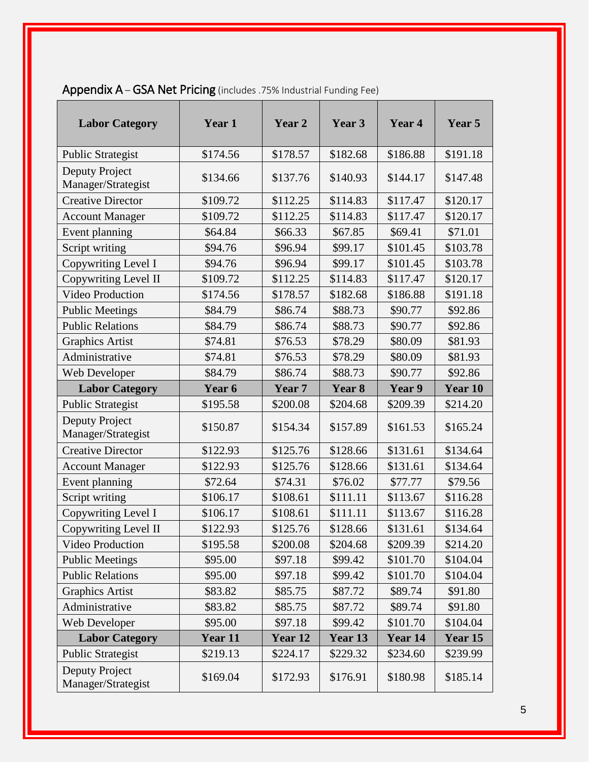## Appendix A – GSA Net Pricing (includes .75% Industrial Funding Fee)

| Labor Category | Year 1 | Year 2 | Year 3 | Year 4 | Year 5 |
|---|---|---|---|---|---|
| Public Strategist | $174.56 | $178.57 | $182.68 | $186.88 | $191.18 |
| Deputy Project Manager/Strategist | $134.66 | $137.76 | $140.93 | $144.17 | $147.48 |
| Creative Director | $109.72 | $112.25 | $114.83 | $117.47 | $120.17 |
| Account Manager | $109.72 | $112.25 | $114.83 | $117.47 | $120.17 |
| Event planning | $64.84 | $66.33 | $67.85 | $69.41 | $71.01 |
| Script writing | $94.76 | $96.94 | $99.17 | $101.45 | $103.78 |
| Copywriting Level I | $94.76 | $96.94 | $99.17 | $101.45 | $103.78 |
| Copywriting Level II | $109.72 | $112.25 | $114.83 | $117.47 | $120.17 |
| Video Production | $174.56 | $178.57 | $182.68 | $186.88 | $191.18 |
| Public Meetings | $84.79 | $86.74 | $88.73 | $90.77 | $92.86 |
| Public Relations | $84.79 | $86.74 | $88.73 | $90.77 | $92.86 |
| Graphics Artist | $74.81 | $76.53 | $78.29 | $80.09 | $81.93 |
| Administrative | $74.81 | $76.53 | $78.29 | $80.09 | $81.93 |
| Web Developer | $84.79 | $86.74 | $88.73 | $90.77 | $92.86 |
| **Labor Category** | **Year 6** | **Year 7** | **Year 8** | **Year 9** | **Year 10** |
| Public Strategist | $195.58 | $200.08 | $204.68 | $209.39 | $214.20 |
| Deputy Project Manager/Strategist | $150.87 | $154.34 | $157.89 | $161.53 | $165.24 |
| Creative Director | $122.93 | $125.76 | $128.66 | $131.61 | $134.64 |
| Account Manager | $122.93 | $125.76 | $128.66 | $131.61 | $134.64 |
| Event planning | $72.64 | $74.31 | $76.02 | $77.77 | $79.56 |
| Script writing | $106.17 | $108.61 | $111.11 | $113.67 | $116.28 |
| Copywriting Level I | $106.17 | $108.61 | $111.11 | $113.67 | $116.28 |
| Copywriting Level II | $122.93 | $125.76 | $128.66 | $131.61 | $134.64 |
| Video Production | $195.58 | $200.08 | $204.68 | $209.39 | $214.20 |
| Public Meetings | $95.00 | $97.18 | $99.42 | $101.70 | $104.04 |
| Public Relations | $95.00 | $97.18 | $99.42 | $101.70 | $104.04 |
| Graphics Artist | $83.82 | $85.75 | $87.72 | $89.74 | $91.80 |
| Administrative | $83.82 | $85.75 | $87.72 | $89.74 | $91.80 |
| Web Developer | $95.00 | $97.18 | $99.42 | $101.70 | $104.04 |
| **Labor Category** | **Year 11** | **Year 12** | **Year 13** | **Year 14** | **Year 15** |
| Public Strategist | $219.13 | $224.17 | $229.32 | $234.60 | $239.99 |
| Deputy Project Manager/Strategist | $169.04 | $172.93 | $176.91 | $180.98 | $185.14 |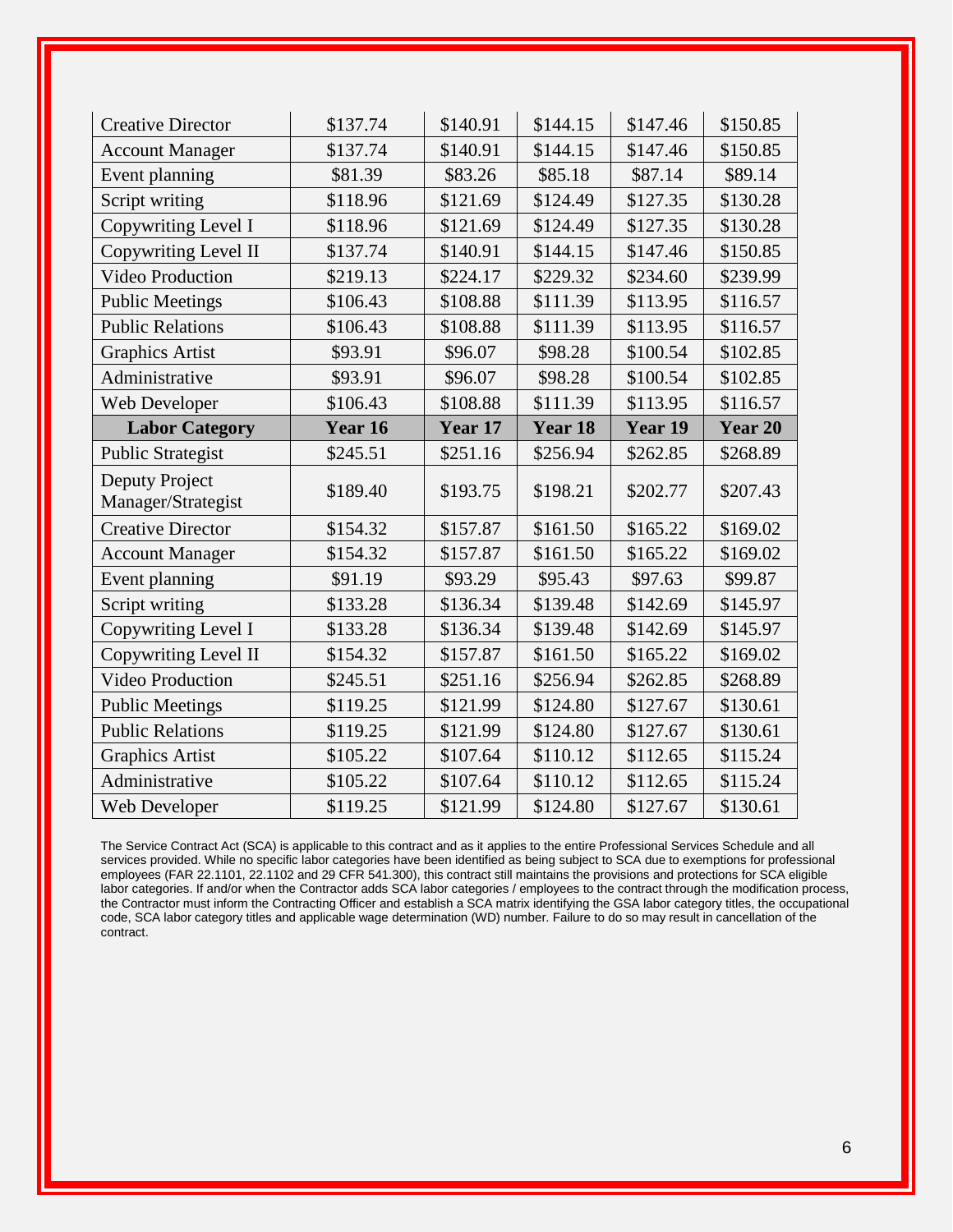| Creative Director | $137.74 | $140.91 | $144.15 | $147.46 | $150.85 |
|---|---|---|---|---|---|
| Account Manager | $137.74 | $140.91 | $144.15 | $147.46 | $150.85 |
| Event planning | $81.39 | $83.26 | $85.18 | $87.14 | $89.14 |
| Script writing | $118.96 | $121.69 | $124.49 | $127.35 | $130.28 |
| Copywriting Level I | $118.96 | $121.69 | $124.49 | $127.35 | $130.28 |
| Copywriting Level II | $137.74 | $140.91 | $144.15 | $147.46 | $150.85 |
| Video Production | $219.13 | $224.17 | $229.32 | $234.60 | $239.99 |
| Public Meetings | $106.43 | $108.88 | $111.39 | $113.95 | $116.57 |
| Public Relations | $106.43 | $108.88 | $111.39 | $113.95 | $116.57 |
| Graphics Artist | $93.91 | $96.07 | $98.28 | $100.54 | $102.85 |
| Administrative | $93.91 | $96.07 | $98.28 | $100.54 | $102.85 |
| Web Developer | $106.43 | $108.88 | $111.39 | $113.95 | $116.57 |
| **Labor Category** | **Year 16** | **Year 17** | **Year 18** | **Year 19** | **Year 20** |
| Public Strategist | $245.51 | $251.16 | $256.94 | $262.85 | $268.89 |
| Deputy Project Manager/Strategist | $189.40 | $193.75 | $198.21 | $202.77 | $207.43 |
| Creative Director | $154.32 | $157.87 | $161.50 | $165.22 | $169.02 |
| Account Manager | $154.32 | $157.87 | $161.50 | $165.22 | $169.02 |
| Event planning | $91.19 | $93.29 | $95.43 | $97.63 | $99.87 |
| Script writing | $133.28 | $136.34 | $139.48 | $142.69 | $145.97 |
| Copywriting Level I | $133.28 | $136.34 | $139.48 | $142.69 | $145.97 |
| Copywriting Level II | $154.32 | $157.87 | $161.50 | $165.22 | $169.02 |
| Video Production | $245.51 | $251.16 | $256.94 | $262.85 | $268.89 |
| Public Meetings | $119.25 | $121.99 | $124.80 | $127.67 | $130.61 |
| Public Relations | $119.25 | $121.99 | $124.80 | $127.67 | $130.61 |
| Graphics Artist | $105.22 | $107.64 | $110.12 | $112.65 | $115.24 |
| Administrative | $105.22 | $107.64 | $110.12 | $112.65 | $115.24 |
| Web Developer | $119.25 | $121.99 | $124.80 | $127.67 | $130.61 |

The Service Contract Act (SCA) is applicable to this contract and as it applies to the entire Professional Services Schedule and all services provided. While no specific labor categories have been identified as being subject to SCA due to exemptions for professional employees (FAR 22.1101, 22.1102 and 29 CFR 541.300), this contract still maintains the provisions and protections for SCA eligible labor categories. If and/or when the Contractor adds SCA labor categories / employees to the contract through the modification process, the Contractor must inform the Contracting Officer and establish a SCA matrix identifying the GSA labor category titles, the occupational code, SCA labor category titles and applicable wage determination (WD) number. Failure to do so may result in cancellation of the contract.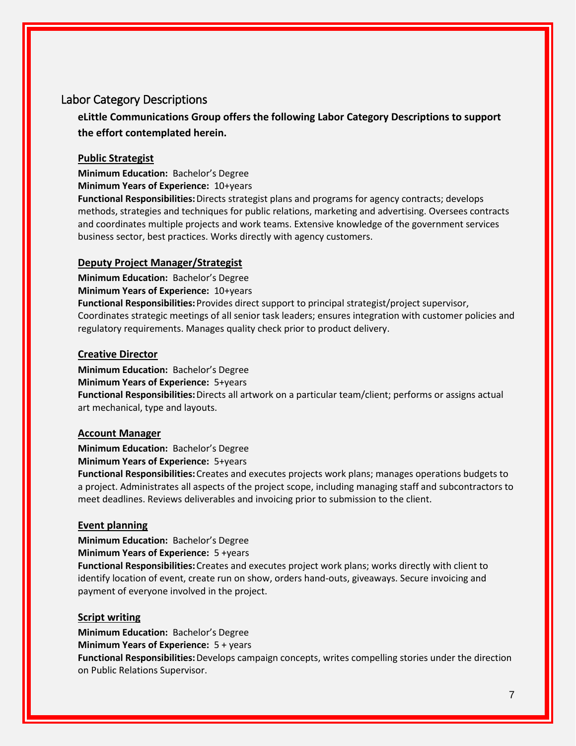## Labor Category Descriptions

**eLittle Communications Group offers the following Labor Category Descriptions to support the effort contemplated herein.**

### Public Strategist

**Minimum Education:** Bachelor's Degree
**Minimum Years of Experience:** 10+years
**Functional Responsibilities:** Directs strategist plans and programs for agency contracts; develops methods, strategies and techniques for public relations, marketing and advertising. Oversees contracts and coordinates multiple projects and work teams. Extensive knowledge of the government services business sector, best practices. Works directly with agency customers.

### Deputy Project Manager/Strategist

**Minimum Education:** Bachelor's Degree
**Minimum Years of Experience:** 10+years
**Functional Responsibilities:** Provides direct support to principal strategist/project supervisor, Coordinates strategic meetings of all senior task leaders; ensures integration with customer policies and regulatory requirements. Manages quality check prior to product delivery.

### Creative Director

**Minimum Education:** Bachelor's Degree
**Minimum Years of Experience:** 5+years
**Functional Responsibilities:** Directs all artwork on a particular team/client; performs or assigns actual art mechanical, type and layouts.

### Account Manager

**Minimum Education:** Bachelor's Degree
**Minimum Years of Experience:** 5+years
**Functional Responsibilities:** Creates and executes projects work plans; manages operations budgets to a project. Administrates all aspects of the project scope, including managing staff and subcontractors to meet deadlines. Reviews deliverables and invoicing prior to submission to the client.

### Event planning

**Minimum Education:** Bachelor's Degree
**Minimum Years of Experience:** 5 +years
**Functional Responsibilities:** Creates and executes project work plans; works directly with client to identify location of event, create run on show, orders hand-outs, giveaways. Secure invoicing and payment of everyone involved in the project.

### Script writing

**Minimum Education:** Bachelor's Degree
**Minimum Years of Experience:** 5 + years
**Functional Responsibilities:** Develops campaign concepts, writes compelling stories under the direction on Public Relations Supervisor.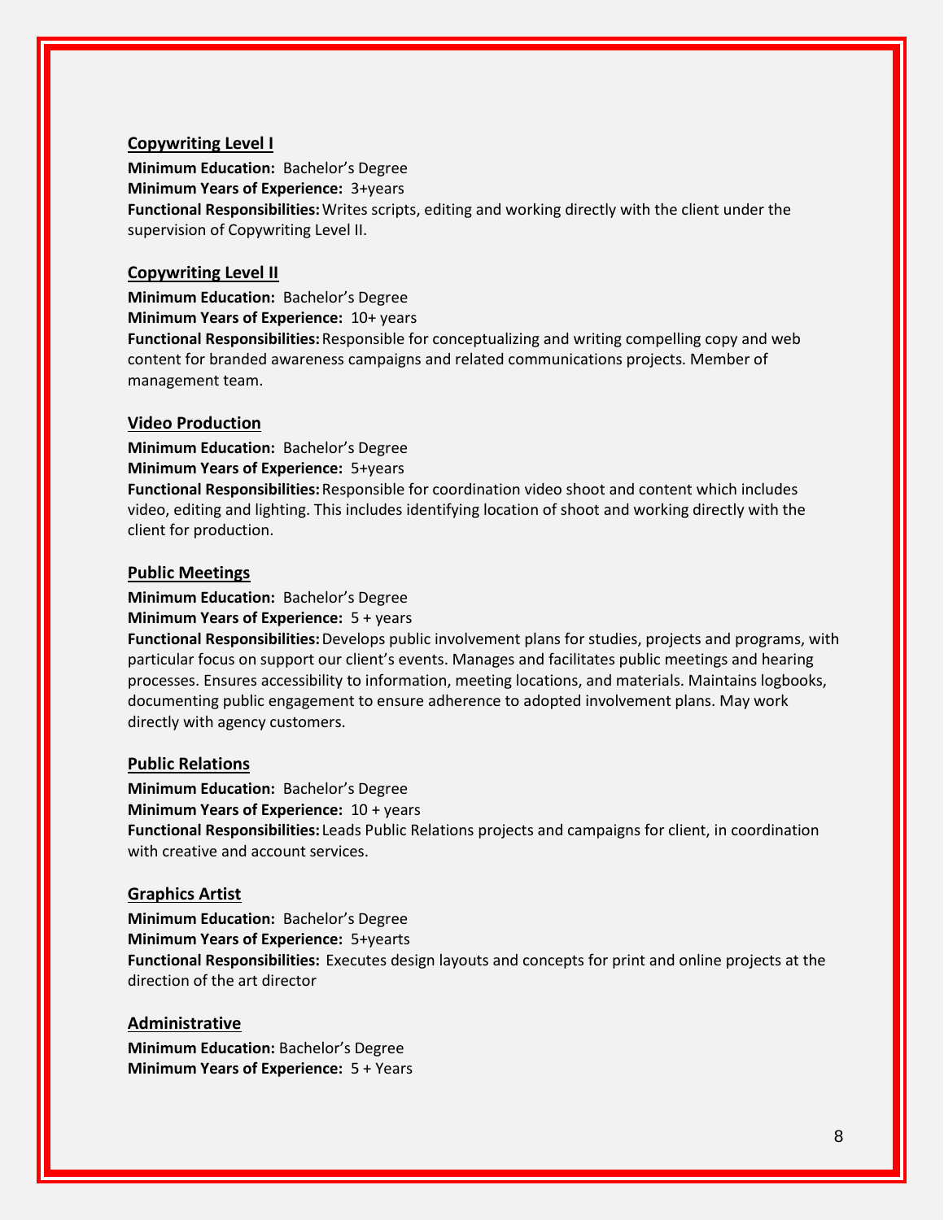**Copywriting Level I**

**Minimum Education:** Bachelor's Degree
**Minimum Years of Experience:** 3+years
**Functional Responsibilities:** Writes scripts, editing and working directly with the client under the supervision of Copywriting Level II.

**Copywriting Level II**

**Minimum Education:** Bachelor's Degree
**Minimum Years of Experience:** 10+ years
**Functional Responsibilities:** Responsible for conceptualizing and writing compelling copy and web content for branded awareness campaigns and related communications projects. Member of management team.

**Video Production**

**Minimum Education:** Bachelor's Degree
**Minimum Years of Experience:** 5+years
**Functional Responsibilities:** Responsible for coordination video shoot and content which includes video, editing and lighting. This includes identifying location of shoot and working directly with the client for production.

**Public Meetings**

**Minimum Education:** Bachelor's Degree
**Minimum Years of Experience:** 5 + years
**Functional Responsibilities:** Develops public involvement plans for studies, projects and programs, with particular focus on support our client's events. Manages and facilitates public meetings and hearing processes. Ensures accessibility to information, meeting locations, and materials. Maintains logbooks, documenting public engagement to ensure adherence to adopted involvement plans. May work directly with agency customers.

**Public Relations**

**Minimum Education:** Bachelor's Degree
**Minimum Years of Experience:** 10 + years
**Functional Responsibilities:** Leads Public Relations projects and campaigns for client, in coordination with creative and account services.

**Graphics Artist**

**Minimum Education:** Bachelor's Degree
**Minimum Years of Experience:** 5+yearts
**Functional Responsibilities:** Executes design layouts and concepts for print and online projects at the direction of the art director

**Administrative**

**Minimum Education:** Bachelor's Degree
**Minimum Years of Experience:** 5 + Years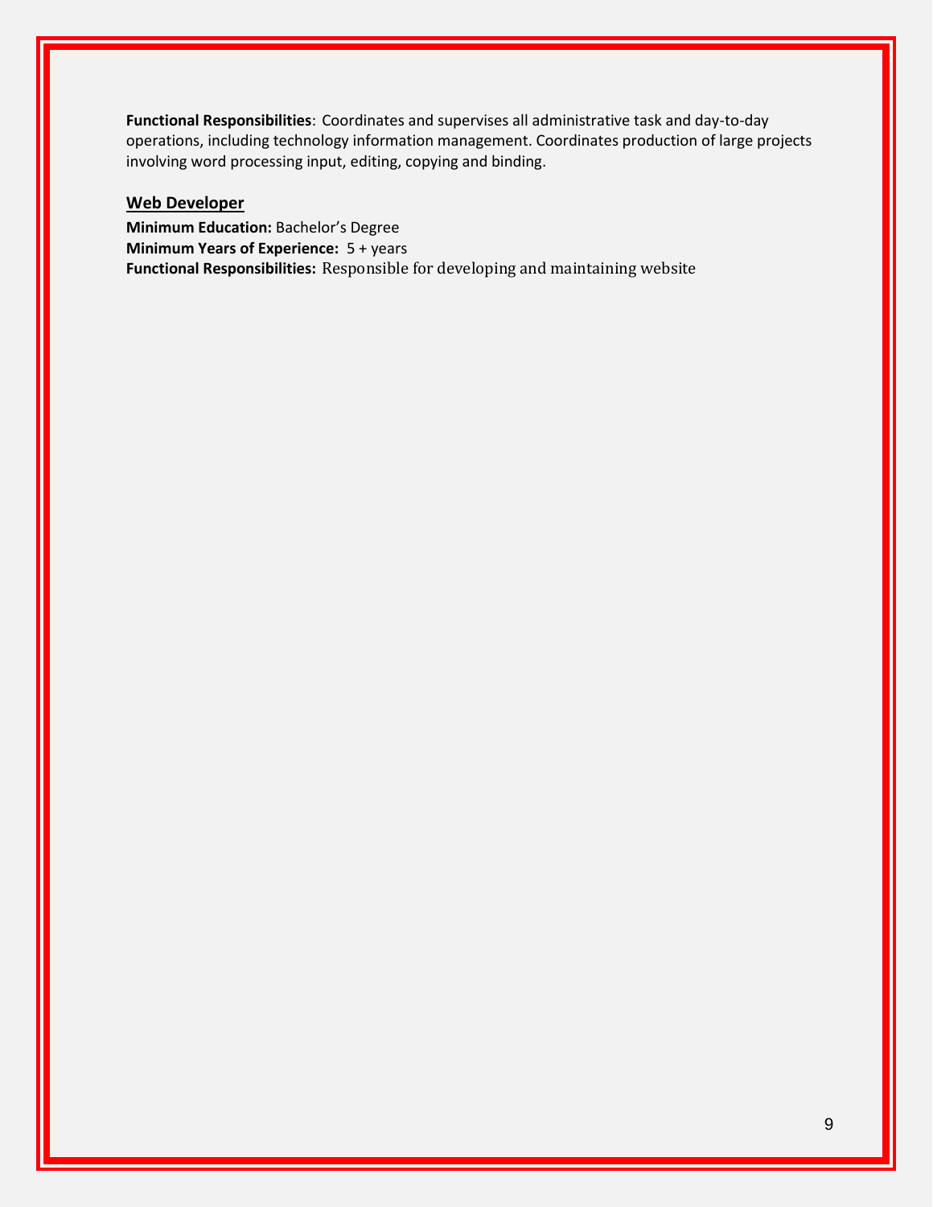**Functional Responsibilities**: Coordinates and supervises all administrative task and day-to-day operations, including technology information management. Coordinates production of large projects involving word processing input, editing, copying and binding.

## Web Developer

**Minimum Education:** Bachelor's Degree
**Minimum Years of Experience:** 5 + years
**Functional Responsibilities:** Responsible for developing and maintaining website